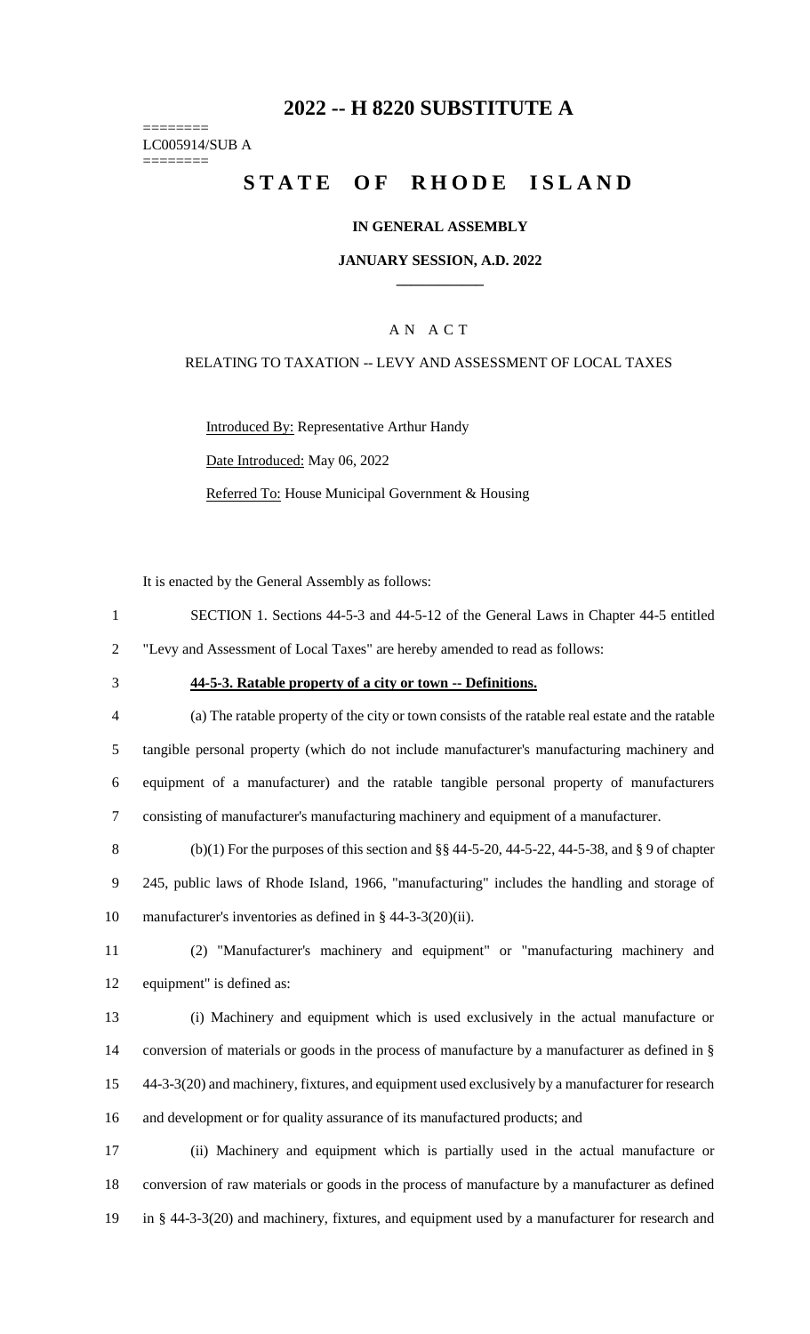# 2022 -- H 8220 SUBSTITUTE A

========
LC005914/SUB A
========

# STATE OF RHODE ISLAND

### IN GENERAL ASSEMBLY

### JANUARY SESSION, A.D. 2022

## A N A C T

RELATING TO TAXATION -- LEVY AND ASSESSMENT OF LOCAL TAXES

Introduced By: Representative Arthur Handy

Date Introduced: May 06, 2022

Referred To: House Municipal Government & Housing

It is enacted by the General Assembly as follows:

SECTION 1. Sections 44-5-3 and 44-5-12 of the General Laws in Chapter 44-5 entitled "Levy and Assessment of Local Taxes" are hereby amended to read as follows:

**44-5-3. Ratable property of a city or town -- Definitions.**

(a) The ratable property of the city or town consists of the ratable real estate and the ratable tangible personal property (which do not include manufacturer's manufacturing machinery and equipment of a manufacturer) and the ratable tangible personal property of manufacturers consisting of manufacturer's manufacturing machinery and equipment of a manufacturer.

(b)(1) For the purposes of this section and §§ 44-5-20, 44-5-22, 44-5-38, and § 9 of chapter 245, public laws of Rhode Island, 1966, "manufacturing" includes the handling and storage of manufacturer's inventories as defined in § 44-3-3(20)(ii).

(2) "Manufacturer's machinery and equipment" or "manufacturing machinery and equipment" is defined as:

(i) Machinery and equipment which is used exclusively in the actual manufacture or conversion of materials or goods in the process of manufacture by a manufacturer as defined in § 44-3-3(20) and machinery, fixtures, and equipment used exclusively by a manufacturer for research and development or for quality assurance of its manufactured products; and

(ii) Machinery and equipment which is partially used in the actual manufacture or conversion of raw materials or goods in the process of manufacture by a manufacturer as defined in § 44-3-3(20) and machinery, fixtures, and equipment used by a manufacturer for research and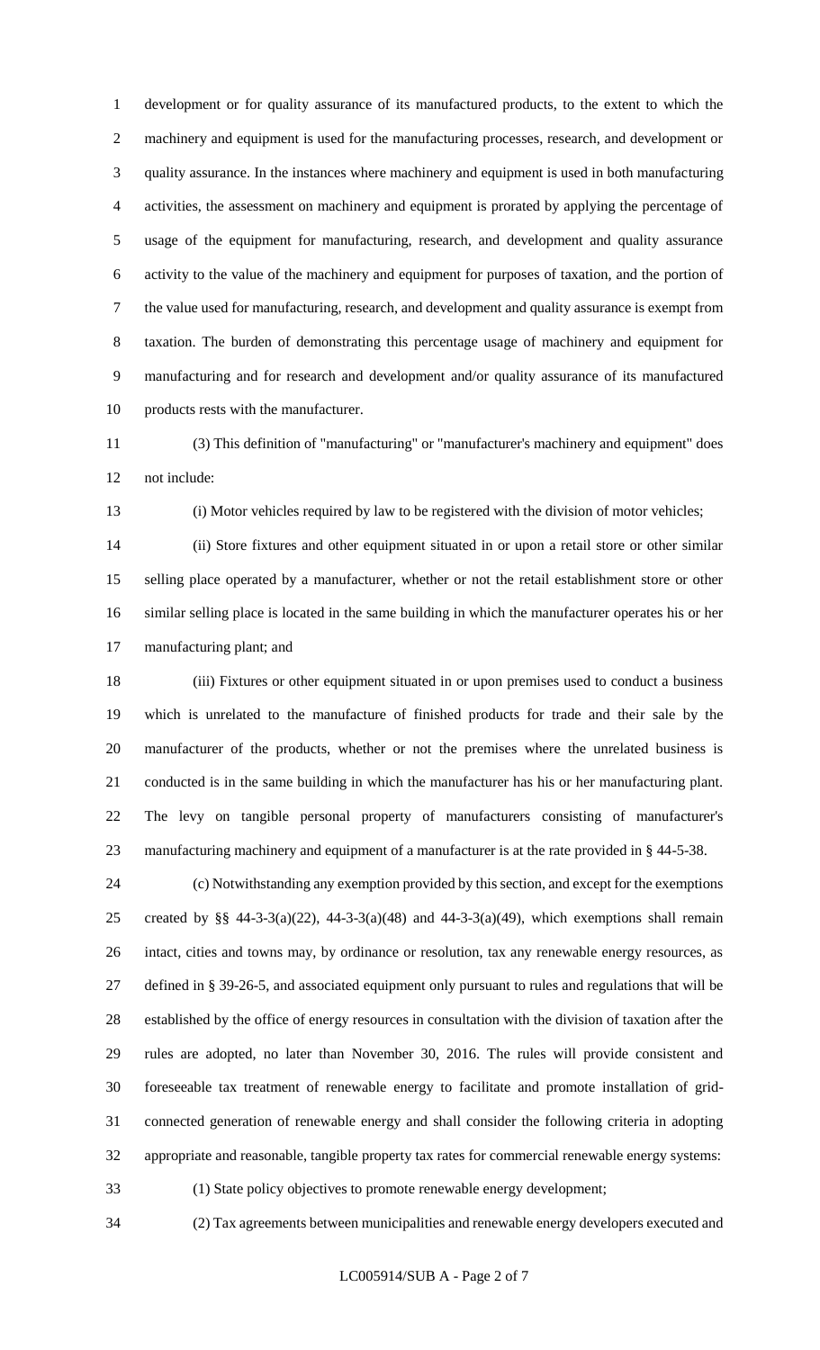development or for quality assurance of its manufactured products, to the extent to which the machinery and equipment is used for the manufacturing processes, research, and development or quality assurance. In the instances where machinery and equipment is used in both manufacturing activities, the assessment on machinery and equipment is prorated by applying the percentage of usage of the equipment for manufacturing, research, and development and quality assurance activity to the value of the machinery and equipment for purposes of taxation, and the portion of the value used for manufacturing, research, and development and quality assurance is exempt from taxation. The burden of demonstrating this percentage usage of machinery and equipment for manufacturing and for research and development and/or quality assurance of its manufactured products rests with the manufacturer.

(3) This definition of "manufacturing" or "manufacturer's machinery and equipment" does not include:

(i) Motor vehicles required by law to be registered with the division of motor vehicles;

(ii) Store fixtures and other equipment situated in or upon a retail store or other similar selling place operated by a manufacturer, whether or not the retail establishment store or other similar selling place is located in the same building in which the manufacturer operates his or her manufacturing plant; and

(iii) Fixtures or other equipment situated in or upon premises used to conduct a business which is unrelated to the manufacture of finished products for trade and their sale by the manufacturer of the products, whether or not the premises where the unrelated business is conducted is in the same building in which the manufacturer has his or her manufacturing plant. The levy on tangible personal property of manufacturers consisting of manufacturer's manufacturing machinery and equipment of a manufacturer is at the rate provided in § 44-5-38.

(c) Notwithstanding any exemption provided by this section, and except for the exemptions created by §§ 44-3-3(a)(22), 44-3-3(a)(48) and 44-3-3(a)(49), which exemptions shall remain intact, cities and towns may, by ordinance or resolution, tax any renewable energy resources, as defined in § 39-26-5, and associated equipment only pursuant to rules and regulations that will be established by the office of energy resources in consultation with the division of taxation after the rules are adopted, no later than November 30, 2016. The rules will provide consistent and foreseeable tax treatment of renewable energy to facilitate and promote installation of grid-connected generation of renewable energy and shall consider the following criteria in adopting appropriate and reasonable, tangible property tax rates for commercial renewable energy systems:

(1) State policy objectives to promote renewable energy development;

(2) Tax agreements between municipalities and renewable energy developers executed and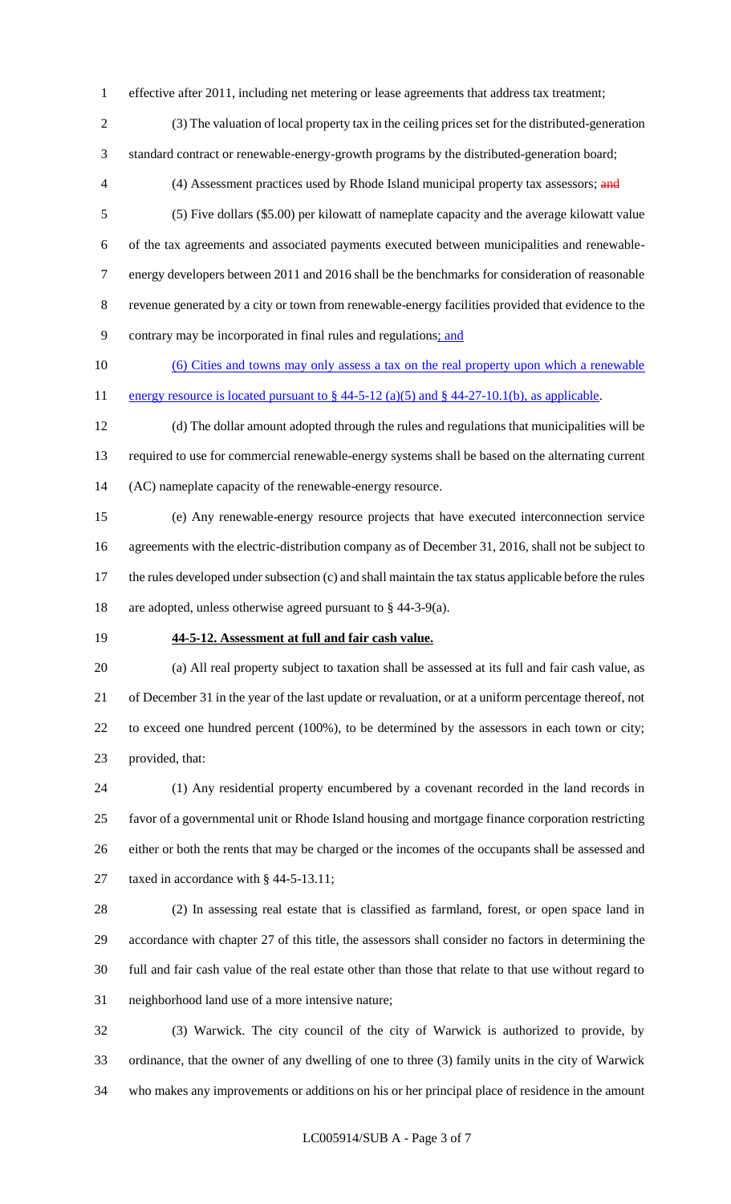effective after 2011, including net metering or lease agreements that address tax treatment;

(3) The valuation of local property tax in the ceiling prices set for the distributed-generation standard contract or renewable-energy-growth programs by the distributed-generation board;

(4) Assessment practices used by Rhode Island municipal property tax assessors; ~~and~~

(5) Five dollars ($5.00) per kilowatt of nameplate capacity and the average kilowatt value of the tax agreements and associated payments executed between municipalities and renewable-energy developers between 2011 and 2016 shall be the benchmarks for consideration of reasonable revenue generated by a city or town from renewable-energy facilities provided that evidence to the contrary may be incorporated in final rules and regulations; and

(6) Cities and towns may only assess a tax on the real property upon which a renewable energy resource is located pursuant to § 44-5-12 (a)(5) and § 44-27-10.1(b), as applicable.

(d) The dollar amount adopted through the rules and regulations that municipalities will be required to use for commercial renewable-energy systems shall be based on the alternating current (AC) nameplate capacity of the renewable-energy resource.

(e) Any renewable-energy resource projects that have executed interconnection service agreements with the electric-distribution company as of December 31, 2016, shall not be subject to the rules developed under subsection (c) and shall maintain the tax status applicable before the rules are adopted, unless otherwise agreed pursuant to § 44-3-9(a).

**44-5-12. Assessment at full and fair cash value.**

(a) All real property subject to taxation shall be assessed at its full and fair cash value, as of December 31 in the year of the last update or revaluation, or at a uniform percentage thereof, not to exceed one hundred percent (100%), to be determined by the assessors in each town or city; provided, that:

(1) Any residential property encumbered by a covenant recorded in the land records in favor of a governmental unit or Rhode Island housing and mortgage finance corporation restricting either or both the rents that may be charged or the incomes of the occupants shall be assessed and taxed in accordance with § 44-5-13.11;

(2) In assessing real estate that is classified as farmland, forest, or open space land in accordance with chapter 27 of this title, the assessors shall consider no factors in determining the full and fair cash value of the real estate other than those that relate to that use without regard to neighborhood land use of a more intensive nature;

(3) Warwick. The city council of the city of Warwick is authorized to provide, by ordinance, that the owner of any dwelling of one to three (3) family units in the city of Warwick who makes any improvements or additions on his or her principal place of residence in the amount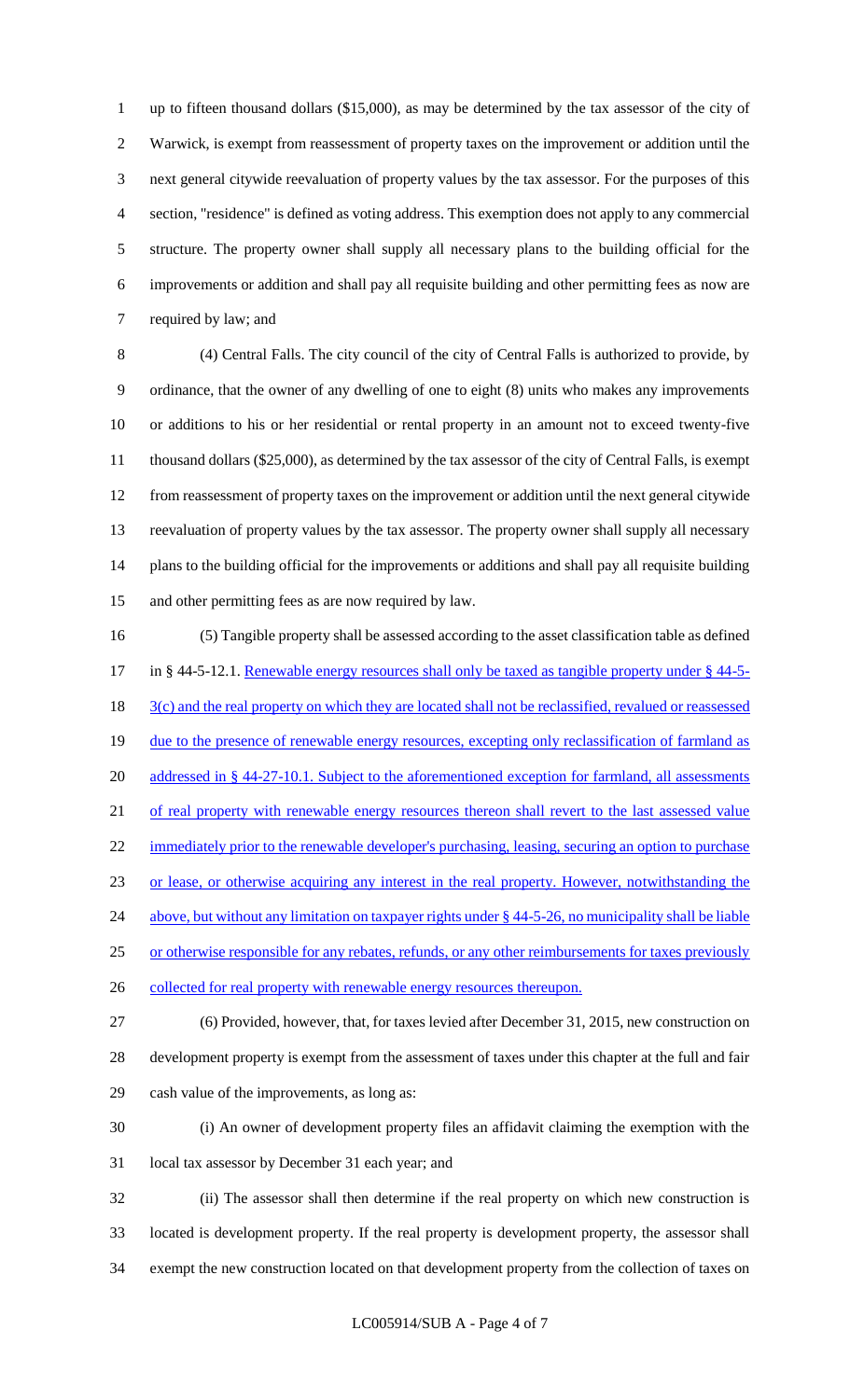up to fifteen thousand dollars ($15,000), as may be determined by the tax assessor of the city of Warwick, is exempt from reassessment of property taxes on the improvement or addition until the next general citywide reevaluation of property values by the tax assessor. For the purposes of this section, "residence" is defined as voting address. This exemption does not apply to any commercial structure. The property owner shall supply all necessary plans to the building official for the improvements or addition and shall pay all requisite building and other permitting fees as now are required by law; and

(4) Central Falls. The city council of the city of Central Falls is authorized to provide, by ordinance, that the owner of any dwelling of one to eight (8) units who makes any improvements or additions to his or her residential or rental property in an amount not to exceed twenty-five thousand dollars ($25,000), as determined by the tax assessor of the city of Central Falls, is exempt from reassessment of property taxes on the improvement or addition until the next general citywide reevaluation of property values by the tax assessor. The property owner shall supply all necessary plans to the building official for the improvements or additions and shall pay all requisite building and other permitting fees as are now required by law.

(5) Tangible property shall be assessed according to the asset classification table as defined in § 44-5-12.1. Renewable energy resources shall only be taxed as tangible property under § 44-5-3(c) and the real property on which they are located shall not be reclassified, revalued or reassessed due to the presence of renewable energy resources, excepting only reclassification of farmland as addressed in § 44-27-10.1. Subject to the aforementioned exception for farmland, all assessments of real property with renewable energy resources thereon shall revert to the last assessed value immediately prior to the renewable developer's purchasing, leasing, securing an option to purchase or lease, or otherwise acquiring any interest in the real property. However, notwithstanding the above, but without any limitation on taxpayer rights under § 44-5-26, no municipality shall be liable or otherwise responsible for any rebates, refunds, or any other reimbursements for taxes previously collected for real property with renewable energy resources thereupon.

(6) Provided, however, that, for taxes levied after December 31, 2015, new construction on development property is exempt from the assessment of taxes under this chapter at the full and fair cash value of the improvements, as long as:

(i) An owner of development property files an affidavit claiming the exemption with the local tax assessor by December 31 each year; and

(ii) The assessor shall then determine if the real property on which new construction is located is development property. If the real property is development property, the assessor shall exempt the new construction located on that development property from the collection of taxes on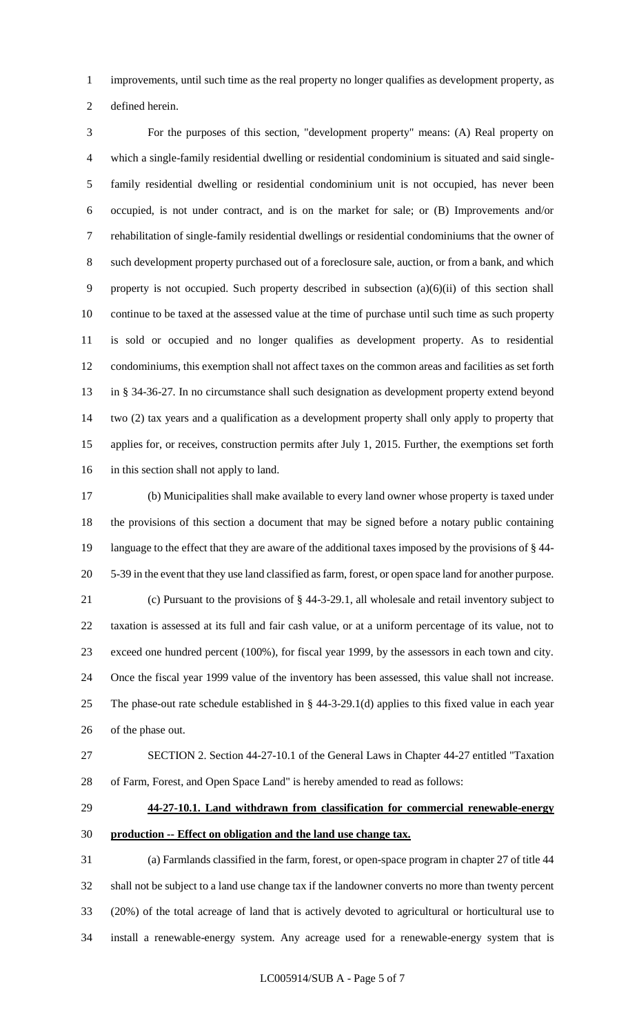improvements, until such time as the real property no longer qualifies as development property, as defined herein.

For the purposes of this section, "development property" means: (A) Real property on which a single-family residential dwelling or residential condominium is situated and said single-family residential dwelling or residential condominium unit is not occupied, has never been occupied, is not under contract, and is on the market for sale; or (B) Improvements and/or rehabilitation of single-family residential dwellings or residential condominiums that the owner of such development property purchased out of a foreclosure sale, auction, or from a bank, and which property is not occupied. Such property described in subsection (a)(6)(ii) of this section shall continue to be taxed at the assessed value at the time of purchase until such time as such property is sold or occupied and no longer qualifies as development property. As to residential condominiums, this exemption shall not affect taxes on the common areas and facilities as set forth in § 34-36-27. In no circumstance shall such designation as development property extend beyond two (2) tax years and a qualification as a development property shall only apply to property that applies for, or receives, construction permits after July 1, 2015. Further, the exemptions set forth in this section shall not apply to land.

(b) Municipalities shall make available to every land owner whose property is taxed under the provisions of this section a document that may be signed before a notary public containing language to the effect that they are aware of the additional taxes imposed by the provisions of § 44-5-39 in the event that they use land classified as farm, forest, or open space land for another purpose.

(c) Pursuant to the provisions of § 44-3-29.1, all wholesale and retail inventory subject to taxation is assessed at its full and fair cash value, or at a uniform percentage of its value, not to exceed one hundred percent (100%), for fiscal year 1999, by the assessors in each town and city. Once the fiscal year 1999 value of the inventory has been assessed, this value shall not increase. The phase-out rate schedule established in § 44-3-29.1(d) applies to this fixed value in each year of the phase out.

SECTION 2. Section 44-27-10.1 of the General Laws in Chapter 44-27 entitled "Taxation of Farm, Forest, and Open Space Land" is hereby amended to read as follows:

**44-27-10.1. Land withdrawn from classification for commercial renewable-energy production -- Effect on obligation and the land use change tax.**

(a) Farmlands classified in the farm, forest, or open-space program in chapter 27 of title 44 shall not be subject to a land use change tax if the landowner converts no more than twenty percent (20%) of the total acreage of land that is actively devoted to agricultural or horticultural use to install a renewable-energy system. Any acreage used for a renewable-energy system that is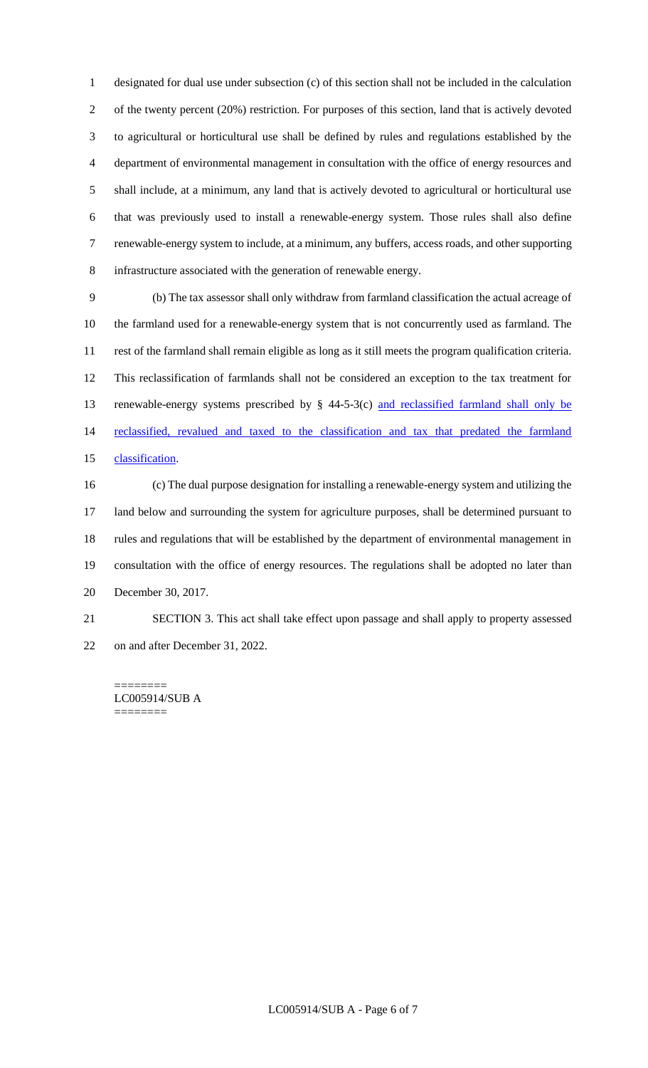designated for dual use under subsection (c) of this section shall not be included in the calculation of the twenty percent (20%) restriction. For purposes of this section, land that is actively devoted to agricultural or horticultural use shall be defined by rules and regulations established by the department of environmental management in consultation with the office of energy resources and shall include, at a minimum, any land that is actively devoted to agricultural or horticultural use that was previously used to install a renewable-energy system. Those rules shall also define renewable-energy system to include, at a minimum, any buffers, access roads, and other supporting infrastructure associated with the generation of renewable energy.

(b) The tax assessor shall only withdraw from farmland classification the actual acreage of the farmland used for a renewable-energy system that is not concurrently used as farmland. The rest of the farmland shall remain eligible as long as it still meets the program qualification criteria. This reclassification of farmlands shall not be considered an exception to the tax treatment for renewable-energy systems prescribed by § 44-5-3(c) and reclassified farmland shall only be reclassified, revalued and taxed to the classification and tax that predated the farmland classification.

(c) The dual purpose designation for installing a renewable-energy system and utilizing the land below and surrounding the system for agriculture purposes, shall be determined pursuant to rules and regulations that will be established by the department of environmental management in consultation with the office of energy resources. The regulations shall be adopted no later than December 30, 2017.

SECTION 3. This act shall take effect upon passage and shall apply to property assessed on and after December 31, 2022.

========
LC005914/SUB A
========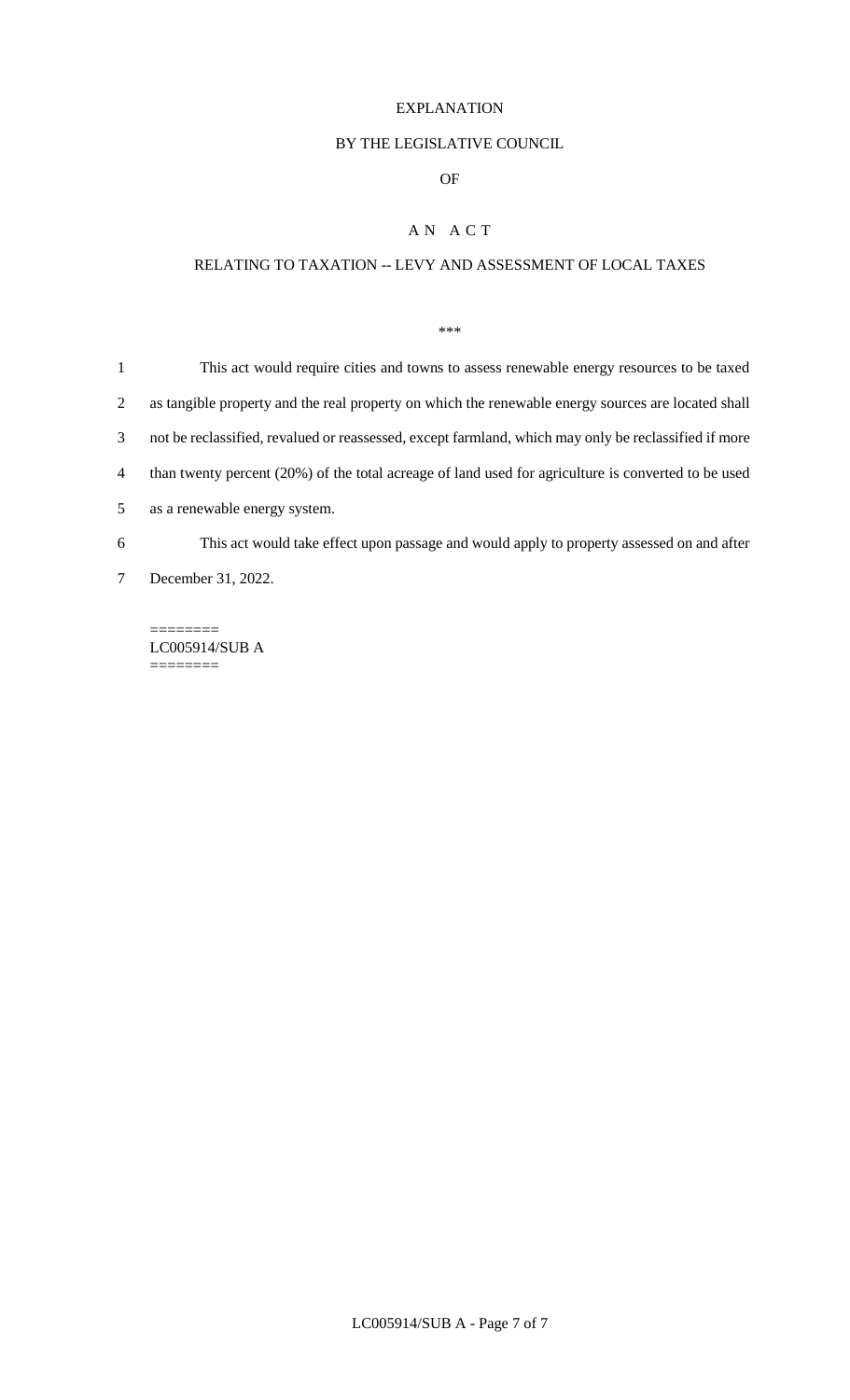EXPLANATION

BY THE LEGISLATIVE COUNCIL

OF

A N A C T

RELATING TO TAXATION -- LEVY AND ASSESSMENT OF LOCAL TAXES

\*\*\*

This act would require cities and towns to assess renewable energy resources to be taxed as tangible property and the real property on which the renewable energy sources are located shall not be reclassified, revalued or reassessed, except farmland, which may only be reclassified if more than twenty percent (20%) of the total acreage of land used for agriculture is converted to be used as a renewable energy system.

This act would take effect upon passage and would apply to property assessed on and after December 31, 2022.

========
LC005914/SUB A
========